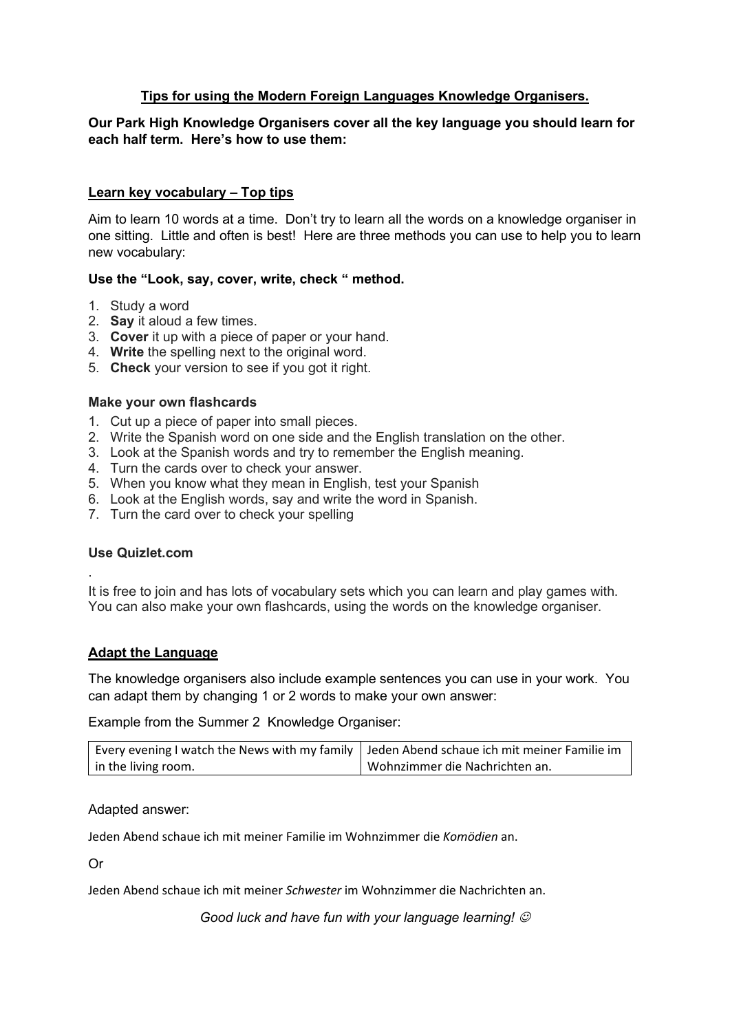## Tips for using the Modern Foreign Languages Knowledge Organisers.

**Our Park High Knowledge Organisers cover all the key language you should learn for each half term. Here's how to use them:**

### Learn key vocabulary – Top tips

Aim to learn 10 words at a time. Don't try to learn all the words on a knowledge organiser in one sitting. Little and often is best! Here are three methods you can use to help you to learn new vocabulary:

**Use the "Look, say, cover, write, check " method.**

1. Study a word
2. **Say** it aloud a few times.
3. **Cover** it up with a piece of paper or your hand.
4. **Write** the spelling next to the original word.
5. **Check** your version to see if you got it right.

**Make your own flashcards**

1. Cut up a piece of paper into small pieces.
2. Write the Spanish word on one side and the English translation on the other.
3. Look at the Spanish words and try to remember the English meaning.
4. Turn the cards over to check your answer.
5. When you know what they mean in English, test your Spanish
6. Look at the English words, say and write the word in Spanish.
7. Turn the card over to check your spelling

**Use Quizlet.com**

.

It is free to join and has lots of vocabulary sets which you can learn and play games with. You can also make your own flashcards, using the words on the knowledge organiser.

### Adapt the Language

The knowledge organisers also include example sentences you can use in your work. You can adapt them by changing 1 or 2 words to make your own answer:

Example from the Summer 2 Knowledge Organiser:

| | |
|---|---|
| Every evening I watch the News with my family in the living room. | Jeden Abend schaue ich mit meiner Familie im Wohnzimmer die Nachrichten an. |

Adapted answer:

Jeden Abend schaue ich mit meiner Familie im Wohnzimmer die *Komödien* an.

Or

Jeden Abend schaue ich mit meiner *Schwester* im Wohnzimmer die Nachrichten an.

*Good luck and have fun with your language learning! ☺*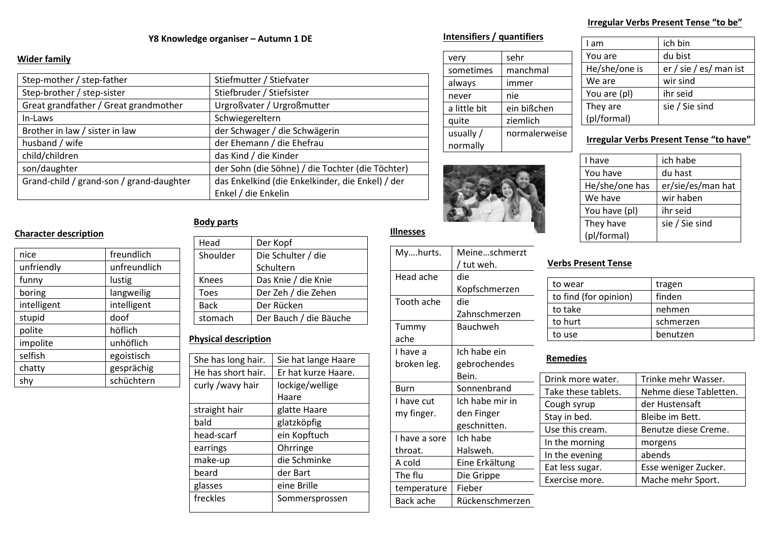# Y8 Knowledge organiser – Autumn 1 DE

## Wider family

| Step-mother / step-father | Stiefmutter / Stiefvater |
|---|---|
| Step-brother / step-sister | Stiefbruder / Stiefsister |
| Great grandfather / Great grandmother | Urgroßvater / Urgroßmutter |
| In-Laws | Schwiegereltern |
| Brother in law / sister in law | der Schwager / die Schwägerin |
| husband / wife | der Ehemann / die Ehefrau |
| child/children | das Kind / die Kinder |
| son/daughter | der Sohn (die Söhne) / die Tochter (die Töchter) |
| Grand-child / grand-son / grand-daughter | das Enkelkind (die Enkelkinder, die Enkel) / der Enkel / die Enkelin |

## Character description

| nice | freundlich |
|---|---|
| unfriendly | unfreundlich |
| funny | lustig |
| boring | langweilig |
| intelligent | intelligent |
| stupid | doof |
| polite | höflich |
| impolite | unhöflich |
| selfish | egoistisch |
| chatty | gesprächig |
| shy | schüchtern |

## Body parts

| Head | Der Kopf |
|---|---|
| Shoulder | Die Schulter / die Schultern |
| Knees | Das Knie / die Knie |
| Toes | Der Zeh / die Zehen |
| Back | Der Rücken |
| stomach | Der Bauch / die Bäuche |

## Physical description

| She has long hair. | Sie hat lange Haare |
|---|---|
| He has short hair. | Er hat kurze Haare. |
| curly /wavy hair | lockige/wellige Haare |
| straight hair | glatte Haare |
| bald | glatzköpfig |
| head-scarf | ein Kopftuch |
| earrings | Ohrringe |
| make-up | die Schminke |
| beard | der Bart |
| glasses | eine Brille |
| freckles | Sommersprossen |

## Illnesses

| My….hurts. | Meine…schmerzt / tut weh. |
|---|---|
| Head ache | die Kopfschmerzen |
| Tooth ache | die Zahnschmerzen |
| Tummy ache | Bauchweh |
| I have a broken leg. | Ich habe ein gebrochendes Bein. |
| Burn | Sonnenbrand |
| I have cut my finger. | Ich habe mir in den Finger geschnitten. |
| I have a sore throat. | Ich habe Halsweh. |
| A cold | Eine Erkältung |
| The flu | Die Grippe |
| temperature | Fieber |
| Back ache | Rückenschmerzen |

## Intensifiers / quantifiers

| very | sehr |
|---|---|
| sometimes | manchmal |
| always | immer |
| never | nie |
| a little bit | ein bißchen |
| quite | ziemlich |
| usually / normally | normalerweise |

## Irregular Verbs Present Tense "to be"

| I am | ich bin |
|---|---|
| You are | du bist |
| He/she/one is | er / sie / es/ man ist |
| We are | wir sind |
| You are (pl) | ihr seid |
| They are (pl/formal) | sie / Sie sind |

## Irregular Verbs Present Tense "to have"

| I have | ich habe |
|---|---|
| You have | du hast |
| He/she/one has | er/sie/es/man hat |
| We have | wir haben |
| You have (pl) | ihr seid |
| They have (pl/formal) | sie / Sie sind |

## Verbs Present Tense

| to wear | tragen |
|---|---|
| to find (for opinion) | finden |
| to take | nehmen |
| to hurt | schmerzen |
| to use | benutzen |

## Remedies

| Drink more water. | Trinke mehr Wasser. |
|---|---|
| Take these tablets. | Nehme diese Tabletten. |
| Cough syrup | der Hustensaft |
| Stay in bed. | Bleibe im Bett. |
| Use this cream. | Benutze diese Creme. |
| In the morning | morgens |
| In the evening | abends |
| Eat less sugar. | Esse weniger Zucker. |
| Exercise more. | Mache mehr Sport. |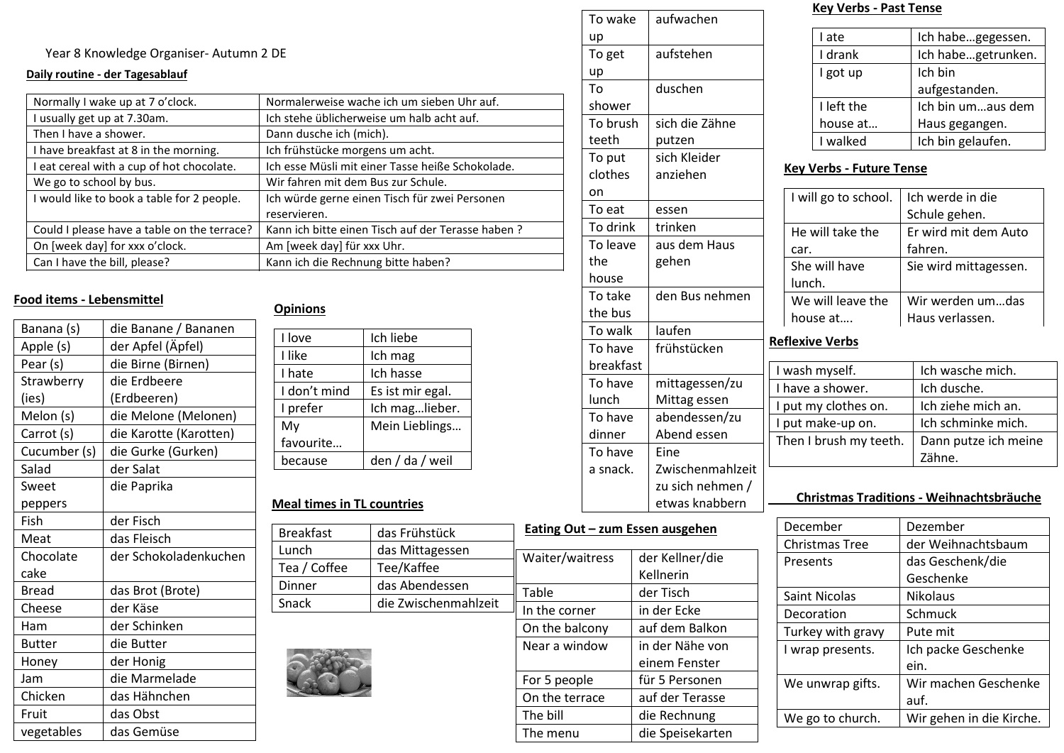Year 8 Knowledge Organiser- Autumn 2 DE

## Daily routine - der Tagesablauf

| Normally I wake up at 7 o'clock. | Normalerweise wache ich um sieben Uhr auf. |
| --- | --- |
| I usually get up at 7.30am. | Ich stehe üblicherweise um halb acht auf. |
| Then I have a shower. | Dann dusche ich (mich). |
| I have breakfast at 8 in the morning. | Ich frühstücke morgens um acht. |
| I eat cereal with a cup of hot chocolate. | Ich esse Müsli mit einer Tasse heiße Schokolade. |
| We go to school by bus. | Wir fahren mit dem Bus zur Schule. |
| I would like to book a table for 2 people. | Ich würde gerne einen Tisch für zwei Personen reservieren. |
| Could I please have a table on the terrace? | Kann ich bitte einen Tisch auf der Terasse haben ? |
| On [week day] for xxx o'clock. | Am [week day] für xxx Uhr. |
| Can I have the bill, please? | Kann ich die Rechnung bitte haben? |

## Food items - Lebensmittel

| Banana (s) | die Banane / Bananen |
| --- | --- |
| Apple (s) | der Apfel (Äpfel) |
| Pear (s) | die Birne (Birnen) |
| Strawberry (ies) | die Erdbeere (Erdbeeren) |
| Melon (s) | die Melone (Melonen) |
| Carrot (s) | die Karotte (Karotten) |
| Cucumber (s) | die Gurke (Gurken) |
| Salad | der Salat |
| Sweet peppers | die Paprika |
| Fish | der Fisch |
| Meat | das Fleisch |
| Chocolate cake | der Schokoladenkuchen |
| Bread | das Brot (Brote) |
| Cheese | der Käse |
| Ham | der Schinken |
| Butter | die Butter |
| Honey | der Honig |
| Jam | die Marmelade |
| Chicken | das Hähnchen |
| Fruit | das Obst |
| vegetables | das Gemüse |

## Opinions

| I love | Ich liebe |
| --- | --- |
| I like | Ich mag |
| I hate | Ich hasse |
| I don't mind | Es ist mir egal. |
| I prefer | Ich mag…lieber. |
| My favourite… | Mein Lieblings… |
| because | den / da / weil |

## Meal times in TL countries

| Breakfast | das Frühstück |
| --- | --- |
| Lunch | das Mittagessen |
| Tea / Coffee | Tee/Kaffee |
| Dinner | das Abendessen |
| Snack | die Zwischenmahlzeit |

| To wake up | aufwachen |
| --- | --- |
| To get up | aufstehen |
| To shower | duschen |
| To brush teeth | sich die Zähne putzen |
| To put clothes on | sich Kleider anziehen |
| To eat | essen |
| To drink | trinken |
| To leave the house | aus dem Haus gehen |
| To take the bus | den Bus nehmen |
| To walk | laufen |
| To have breakfast | frühstücken |
| To have lunch | mittagessen/zu Mittag essen |
| To have dinner | abendessen/zu Abend essen |
| To have a snack. | Eine Zwischenmahlzeit zu sich nehmen / etwas knabbern |

## Eating Out – zum Essen ausgehen

| Waiter/waitress | der Kellner/die Kellnerin |
| --- | --- |
| Table | der Tisch |
| In the corner | in der Ecke |
| On the balcony | auf dem Balkon |
| Near a window | in der Nähe von einem Fenster |
| For 5 people | für 5 Personen |
| On the terrace | auf der Terasse |
| The bill | die Rechnung |
| The menu | die Speisekarten |

## Key Verbs - Past Tense

| I ate | Ich habe…gegessen. |
| --- | --- |
| I drank | Ich habe…getrunken. |
| I got up | Ich bin aufgestanden. |
| I left the house at… | Ich bin um…aus dem Haus gegangen. |
| I walked | Ich bin gelaufen. |

## Key Verbs - Future Tense

| I will go to school. | Ich werde in die Schule gehen. |
| --- | --- |
| He will take the car. | Er wird mit dem Auto fahren. |
| She will have lunch. | Sie wird mittagessen. |
| We will leave the house at…. | Wir werden um…das Haus verlassen. |

## Reflexive Verbs

| I wash myself. | Ich wasche mich. |
| --- | --- |
| I have a shower. | Ich dusche. |
| I put my clothes on. | Ich ziehe mich an. |
| I put make-up on. | Ich schminke mich. |
| Then I brush my teeth. | Dann putze ich meine Zähne. |

## Christmas Traditions - Weihnachtsbräuche

| December | Dezember |
| --- | --- |
| Christmas Tree | der Weihnachtsbaum |
| Presents | das Geschenk/die Geschenke |
| Saint Nicolas | Nikolaus |
| Decoration | Schmuck |
| Turkey with gravy | Pute mit |
| I wrap presents. | Ich packe Geschenke ein. |
| We unwrap gifts. | Wir machen Geschenke auf. |
| We go to church. | Wir gehen in die Kirche. |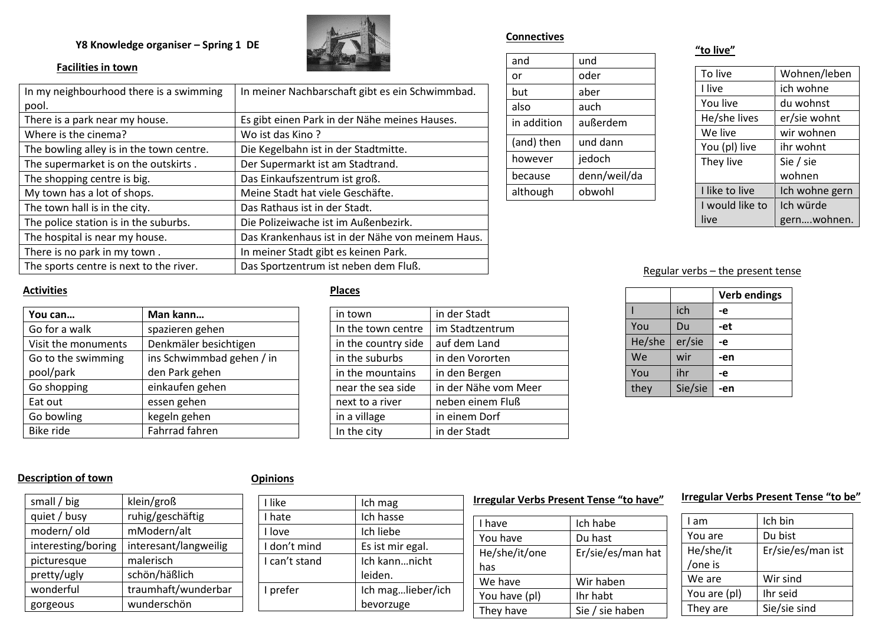## Y8 Knowledge organiser – Spring 1 DE

### Facilities in town

| | |
|---|---|
| In my neighbourhood there is a swimming pool. | In meiner Nachbarschaft gibt es ein Schwimmbad. |
| There is a park near my house. | Es gibt einen Park in der Nähe meines Hauses. |
| Where is the cinema? | Wo ist das Kino ? |
| The bowling alley is in the town centre. | Die Kegelbahn ist in der Stadtmitte. |
| The supermarket is on the outskirts . | Der Supermarkt ist am Stadtrand. |
| The shopping centre is big. | Das Einkaufszentrum ist groß. |
| My town has a lot of shops. | Meine Stadt hat viele Geschäfte. |
| The town hall is in the city. | Das Rathaus ist in der Stadt. |
| The police station is in the suburbs. | Die Polizeiwache ist im Außenbezirk. |
| The hospital is near my house. | Das Krankenhaus ist in der Nähe von meinem Haus. |
| There is no park in my town . | In meiner Stadt gibt es keinen Park. |
| The sports centre is next to the river. | Das Sportzentrum ist neben dem Fluß. |

### Connectives

| | |
|---|---|
| and | und |
| or | oder |
| but | aber |
| also | auch |
| in addition | außerdem |
| (and) then | und dann |
| however | jedoch |
| because | denn/weil/da |
| although | obwohl |

### "to live"

| | |
|---|---|
| To live | Wohnen/leben |
| I live | ich wohne |
| You live | du wohnst |
| He/she lives | er/sie wohnt |
| We live | wir wohnen |
| You (pl) live | ihr wohnt |
| They live | Sie / sie wohnen |
| I like to live | Ich wohne gern |
| I would like to live | Ich würde gern….wohnen. |

### Regular verbs – the present tense

| | | Verb endings |
|---|---|---|
| I | ich | **-e** |
| You | Du | **-et** |
| He/she | er/sie | **-e** |
| We | wir | **-en** |
| You | ihr | **-e** |
| they | Sie/sie | **-en** |

### Activities

| **You can…** | **Man kann…** |
|---|---|
| Go for a walk | spazieren gehen |
| Visit the monuments | Denkmäler besichtigen |
| Go to the swimming pool/park | ins Schwimmbad gehen / in den Park gehen |
| Go shopping | einkaufen gehen |
| Eat out | essen gehen |
| Go bowling | kegeln gehen |
| Bike ride | Fahrrad fahren |

### Places

| | |
|---|---|
| in town | in der Stadt |
| In the town centre | im Stadtzentrum |
| in the country side | auf dem Land |
| in the suburbs | in den Vororten |
| in the mountains | in den Bergen |
| near the sea side | in der Nähe vom Meer |
| next to a river | neben einem Fluß |
| in a village | in einem Dorf |
| In the city | in der Stadt |

### Description of town

| | |
|---|---|
| small / big | klein/groß |
| quiet / busy | ruhig/geschäftig |
| modern/ old | mModern/alt |
| interesting/boring | interesant/langweilig |
| picturesque | malerisch |
| pretty/ugly | schön/häßlich |
| wonderful | traumhaft/wunderbar |
| gorgeous | wunderschön |

### Opinions

| | |
|---|---|
| I like | Ich mag |
| I hate | Ich hasse |
| I love | Ich liebe |
| I don't mind | Es ist mir egal. |
| I can't stand | Ich kann…nicht leiden. |
| I prefer | Ich mag…lieber/ich bevorzuge |

### Irregular Verbs Present Tense "to have"

| | |
|---|---|
| I have | Ich habe |
| You have | Du hast |
| He/she/it/one has | Er/sie/es/man hat |
| We have | Wir haben |
| You have (pl) | Ihr habt |
| They have | Sie / sie haben |

### Irregular Verbs Present Tense "to be"

| | |
|---|---|
| I am | Ich bin |
| You are | Du bist |
| He/she/it /one is | Er/sie/es/man ist |
| We are | Wir sind |
| You are (pl) | Ihr seid |
| They are | Sie/sie sind |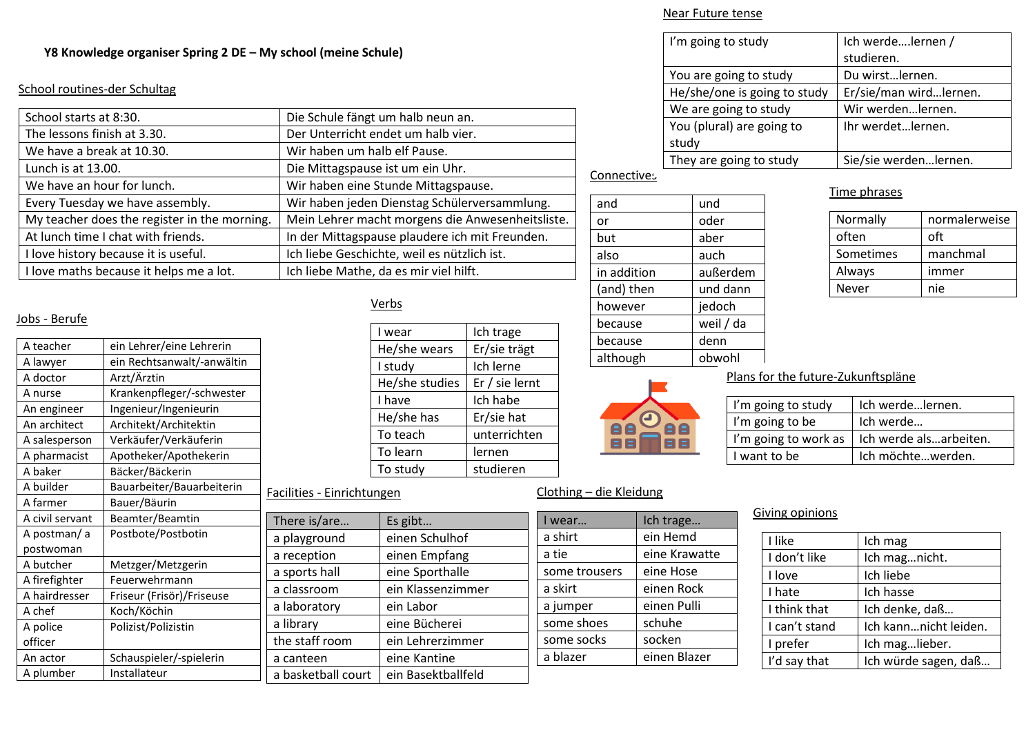# Y8 Knowledge organiser Spring 2 DE – My school (meine Schule)

## School routines-der Schultag

| | |
|---|---|
| School starts at 8:30. | Die Schule fängt um halb neun an. |
| The lessons finish at 3.30. | Der Unterricht endet um halb vier. |
| We have a break at 10.30. | Wir haben um halb elf Pause. |
| Lunch is at 13.00. | Die Mittagspause ist um ein Uhr. |
| We have an hour for lunch. | Wir haben eine Stunde Mittagspause. |
| Every Tuesday we have assembly. | Wir haben jeden Dienstag Schülerversammlung. |
| My teacher does the register in the morning. | Mein Lehrer macht morgens die Anwesenheitsliste. |
| At lunch time I chat with friends. | In der Mittagspause plaudere ich mit Freunden. |
| I love history because it is useful. | Ich liebe Geschichte, weil es nützlich ist. |
| I love maths because it helps me a lot. | Ich liebe Mathe, da es mir viel hilft. |

## Near Future tense

| | |
|---|---|
| I'm going to study | Ich werde….lernen / studieren. |
| You are going to study | Du wirst…lernen. |
| He/she/one is going to study | Er/sie/man wird…lernen. |
| We are going to study | Wir werden…lernen. |
| You (plural) are going to study | Ihr werdet…lernen. |
| They are going to study | Sie/sie werden…lernen. |

## Connectives

| | |
|---|---|
| and | und |
| or | oder |
| but | aber |
| also | auch |
| in addition | außerdem |
| (and) then | und dann |
| however | jedoch |
| because | weil / da |
| because | denn |
| although | obwohl |

## Time phrases

| | |
|---|---|
| Normally | normalerweise |
| often | oft |
| Sometimes | manchmal |
| Always | immer |
| Never | nie |

## Jobs - Berufe

| | |
|---|---|
| A teacher | ein Lehrer/eine Lehrerin |
| A lawyer | ein Rechtsanwalt/-anwältin |
| A doctor | Arzt/Ärztin |
| A nurse | Krankenpfleger/-schwester |
| An engineer | Ingenieur/Ingenieurin |
| An architect | Architekt/Architektin |
| A salesperson | Verkäufer/Verkäuferin |
| A pharmacist | Apotheker/Apothekerin |
| A baker | Bäcker/Bäckerin |
| A builder | Bauarbeiter/Bauarbeiterin |
| A farmer | Bauer/Bäurin |
| A civil servant | Beamter/Beamtin |
| A postman/ a postwoman | Postbote/Postbotin |
| A butcher | Metzger/Metzgerin |
| A firefighter | Feuerwehrmann |
| A hairdresser | Friseur (Frisör)/Friseuse |
| A chef | Koch/Köchin |
| A police officer | Polizist/Polizistin |
| An actor | Schauspieler/-spielerin |
| A plumber | Installateur |

## Verbs

| | |
|---|---|
| I wear | Ich trage |
| He/she wears | Er/sie trägt |
| I study | Ich lerne |
| He/she studies | Er / sie lernt |
| I have | Ich habe |
| He/she has | Er/sie hat |
| To teach | unterrichten |
| To learn | lernen |
| To study | studieren |

## Plans for the future-Zukunftspläne

| | |
|---|---|
| I'm going to study | Ich werde…lernen. |
| I'm going to be | Ich werde… |
| I'm going to work as | Ich werde als…arbeiten. |
| I want to be | Ich möchte…werden. |

## Facilities - Einrichtungen

| There is/are… | Es gibt… |
|---|---|
| a playground | einen Schulhof |
| a reception | einen Empfang |
| a sports hall | eine Sporthalle |
| a classroom | ein Klassenzimmer |
| a laboratory | ein Labor |
| a library | eine Bücherei |
| the staff room | ein Lehrerzimmer |
| a canteen | eine Kantine |
| a basketball court | ein Basektballfeld |

## Clothing – die Kleidung

| I wear… | Ich trage… |
|---|---|
| a shirt | ein Hemd |
| a tie | eine Krawatte |
| some trousers | eine Hose |
| a skirt | einen Rock |
| a jumper | einen Pulli |
| some shoes | schuhe |
| some socks | socken |
| a blazer | einen Blazer |

## Giving opinions

| | |
|---|---|
| I like | Ich mag |
| I don't like | Ich mag…nicht. |
| I love | Ich liebe |
| I hate | Ich hasse |
| I think that | Ich denke, daß… |
| I can't stand | Ich kann…nicht leiden. |
| I prefer | Ich mag…lieber. |
| I'd say that | Ich würde sagen, daß… |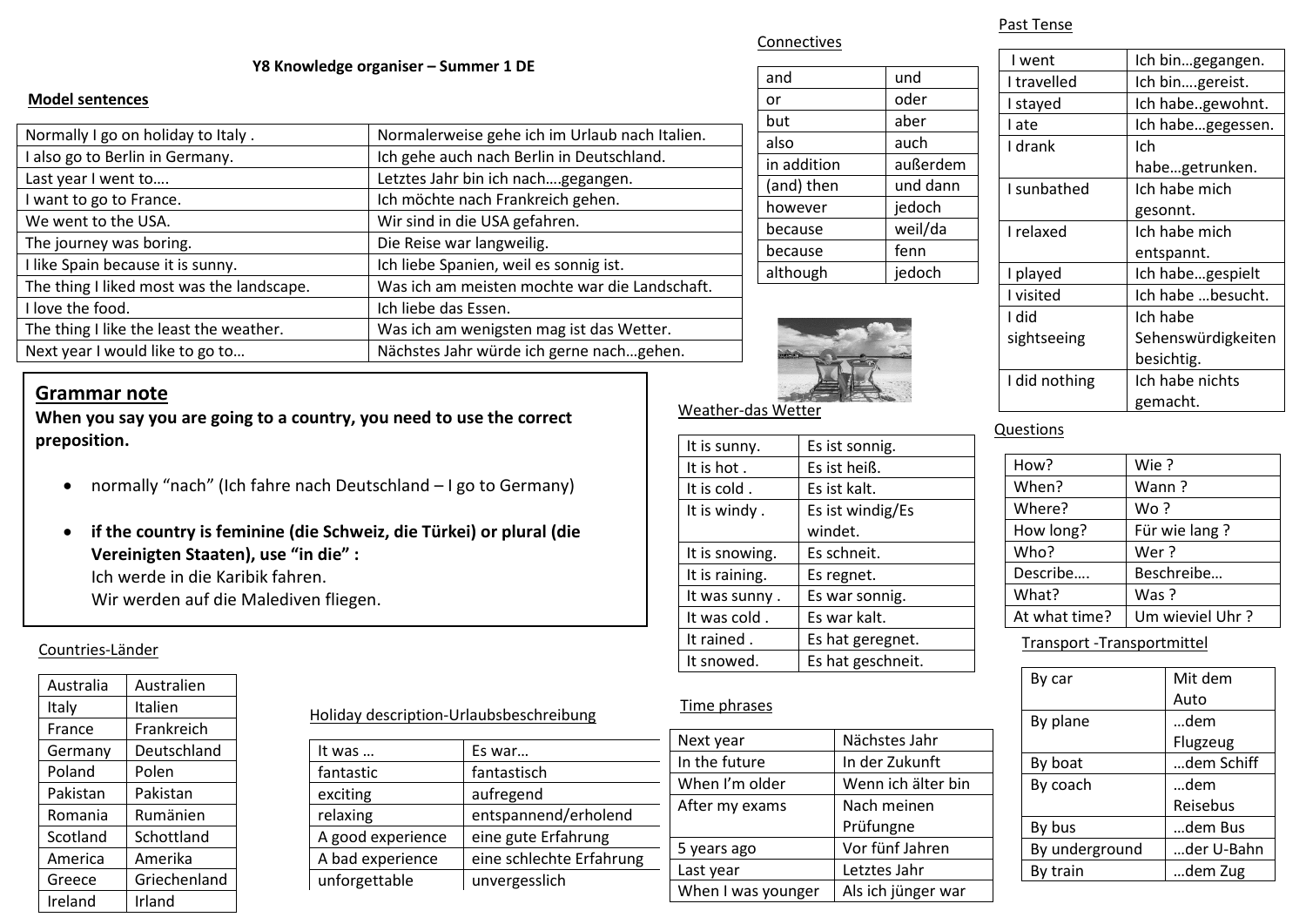# Y8 Knowledge organiser – Summer 1 DE

## Model sentences

| | |
|---|---|
| Normally I go on holiday to Italy . | Normalerweise gehe ich im Urlaub nach Italien. |
| I also go to Berlin in Germany. | Ich gehe auch nach Berlin in Deutschland. |
| Last year I went to…. | Letztes Jahr bin ich nach….gegangen. |
| I want to go to France. | Ich möchte nach Frankreich gehen. |
| We went to the USA. | Wir sind in die USA gefahren. |
| The journey was boring. | Die Reise war langweilig. |
| I like Spain because it is sunny. | Ich liebe Spanien, weil es sonnig ist. |
| The thing I liked most was the landscape. | Was ich am meisten mochte war die Landschaft. |
| I love the food. | Ich liebe das Essen. |
| The thing I like the least the weather. | Was ich am wenigsten mag ist das Wetter. |
| Next year I would like to go to… | Nächstes Jahr würde ich gerne nach…gehen. |

## Grammar note

**When you say you are going to a country, you need to use the correct preposition.**

- normally "nach" (Ich fahre nach Deutschland – I go to Germany)
- **if the country is feminine (die Schweiz, die Türkei) or plural (die Vereinigten Staaten), use "in die" :**
  Ich werde in die Karibik fahren.
  Wir werden auf die Malediven fliegen.

## Countries-Länder

| | |
|---|---|
| Australia | Australien |
| Italy | Italien |
| France | Frankreich |
| Germany | Deutschland |
| Poland | Polen |
| Pakistan | Pakistan |
| Romania | Rumänien |
| Scotland | Schottland |
| America | Amerika |
| Greece | Griechenland |
| Ireland | Irland |

## Holiday description-Urlaubsbeschreibung

| | |
|---|---|
| It was … | Es war… |
| fantastic | fantastisch |
| exciting | aufregend |
| relaxing | entspannend/erholend |
| A good experience | eine gute Erfahrung |
| A bad experience | eine schlechte Erfahrung |
| unforgettable | unvergesslich |

## Connectives

| | |
|---|---|
| and | und |
| or | oder |
| but | aber |
| also | auch |
| in addition | außerdem |
| (and) then | und dann |
| however | jedoch |
| because | weil/da |
| because | fenn |
| although | jedoch |

## Weather-das Wetter

| | |
|---|---|
| It is sunny. | Es ist sonnig. |
| It is hot . | Es ist heiß. |
| It is cold . | Es ist kalt. |
| It is windy . | Es ist windig/Es windet. |
| It is snowing. | Es schneit. |
| It is raining. | Es regnet. |
| It was sunny . | Es war sonnig. |
| It was cold . | Es war kalt. |
| It rained . | Es hat geregnet. |
| It snowed. | Es hat geschneit. |

## Time phrases

| | |
|---|---|
| Next year | Nächstes Jahr |
| In the future | In der Zukunft |
| When I'm older | Wenn ich älter bin |
| After my exams | Nach meinen Prüfungne |
| 5 years ago | Vor fünf Jahren |
| Last year | Letztes Jahr |
| When I was younger | Als ich jünger war |

## Past Tense

| | |
|---|---|
| I went | Ich bin…gegangen. |
| I travelled | Ich bin….gereist. |
| I stayed | Ich habe..gewohnt. |
| I ate | Ich habe…gegessen. |
| I drank | Ich habe…getrunken. |
| I sunbathed | Ich habe mich gesonnt. |
| I relaxed | Ich habe mich entspannt. |
| I played | Ich habe…gespielt |
| I visited | Ich habe …besucht. |
| I did sightseeing | Ich habe Sehenswürdigkeiten besichtig. |
| I did nothing | Ich habe nichts gemacht. |

## Questions

| | |
|---|---|
| How? | Wie ? |
| When? | Wann ? |
| Where? | Wo ? |
| How long? | Für wie lang ? |
| Who? | Wer ? |
| Describe…. | Beschreibe… |
| What? | Was ? |
| At what time? | Um wieviel Uhr ? |

## Transport -Transportmittel

| | |
|---|---|
| By car | Mit dem Auto |
| By plane | …dem Flugzeug |
| By boat | …dem Schiff |
| By coach | …dem Reisebus |
| By bus | …dem Bus |
| By underground | …der U-Bahn |
| By train | …dem Zug |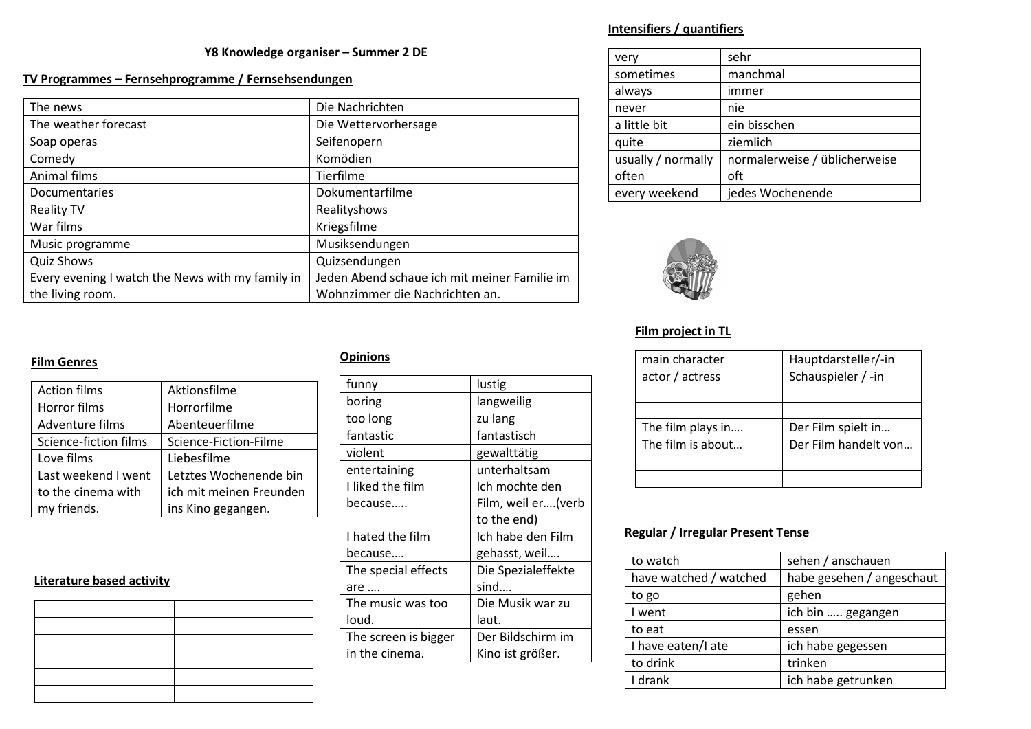# Y8 Knowledge organiser – Summer 2 DE

## TV Programmes – Fernsehprogramme / Fernsehsendungen

| | |
|---|---|
| The news | Die Nachrichten |
| The weather forecast | Die Wettervorhersage |
| Soap operas | Seifenopern |
| Comedy | Komödien |
| Animal films | Tierfilme |
| Documentaries | Dokumentarfilme |
| Reality TV | Realityshows |
| War films | Kriegsfilme |
| Music programme | Musiksendungen |
| Quiz Shows | Quizsendungen |
| Every evening I watch the News with my family in the living room. | Jeden Abend schaue ich mit meiner Familie im Wohnzimmer die Nachrichten an. |

## Film Genres

| | |
|---|---|
| Action films | Aktionsfilme |
| Horror films | Horrorfilme |
| Adventure films | Abenteuerfilme |
| Science-fiction films | Science-Fiction-Filme |
| Love films | Liebesfilme |
| Last weekend I went to the cinema with my friends. | Letztes Wochenende bin ich mit meinen Freunden ins Kino gegangen. |

## Literature based activity

| | |
|---|---|
| | |
| | |
| | |
| | |
| | |
| | |

## Opinions

| | |
|---|---|
| funny | lustig |
| boring | langweilig |
| too long | zu lang |
| fantastic | fantastisch |
| violent | gewalttätig |
| entertaining | unterhaltsam |
| I liked the film because….. | Ich mochte den Film, weil er….(verb to the end) |
| I hated the film because…. | Ich habe den Film gehasst, weil…. |
| The special effects are …. | Die Spezialeffekte sind…. |
| The music was too loud. | Die Musik war zu laut. |
| The screen is bigger in the cinema. | Der Bildschirm im Kino ist größer. |

## Intensifiers / quantifiers

| | |
|---|---|
| very | sehr |
| sometimes | manchmal |
| always | immer |
| never | nie |
| a little bit | ein bisschen |
| quite | ziemlich |
| usually / normally | normalerweise / üblicherweise |
| often | oft |
| every weekend | jedes Wochenende |

## Film project in TL

| | |
|---|---|
| main character | Hauptdarsteller/-in |
| actor / actress | Schauspieler / -in |
| | |
| | |
| The film plays in…. | Der Film spielt in… |
| The film is about… | Der Film handelt von… |
| | |
| | |

## Regular / Irregular Present Tense

| | |
|---|---|
| to watch | sehen / anschauen |
| have watched / watched | habe gesehen / angeschaut |
| to go | gehen |
| I went | ich bin ….. gegangen |
| to eat | essen |
| I have eaten/I ate | ich habe gegessen |
| to drink | trinken |
| I drank | ich habe getrunken |